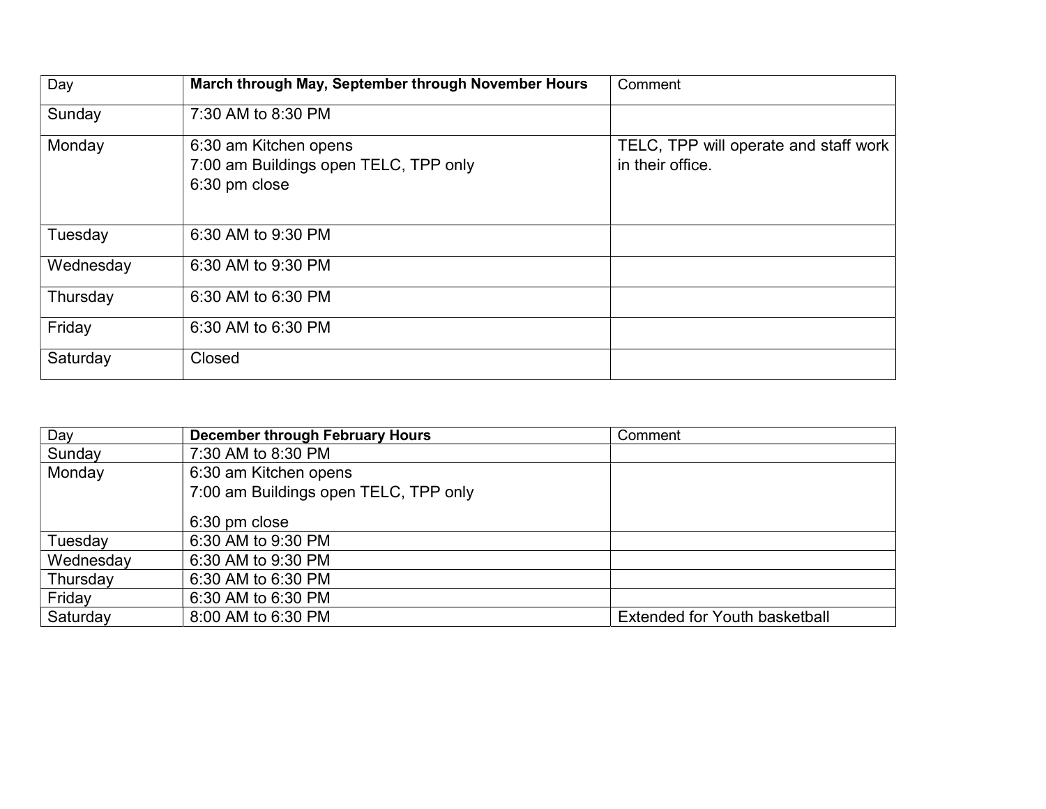| Day | **March through May, September through November Hours** | Comment |
|---|---|---|
| Sunday | 7:30 AM to 8:30 PM | |
| Monday | 6:30 am Kitchen opens<br>7:00 am Buildings open TELC, TPP only<br>6:30 pm close | TELC, TPP will operate and staff work in their office. |
| Tuesday | 6:30 AM to 9:30 PM | |
| Wednesday | 6:30 AM to 9:30 PM | |
| Thursday | 6:30 AM to 6:30 PM | |
| Friday | 6:30 AM to 6:30 PM | |
| Saturday | Closed | |

| Day | **December through February Hours** | Comment |
|---|---|---|
| Sunday | 7:30 AM to 8:30 PM | |
| Monday | 6:30 am Kitchen opens<br>7:00 am Buildings open TELC, TPP only<br>6:30 pm close | |
| Tuesday | 6:30 AM to 9:30 PM | |
| Wednesday | 6:30 AM to 9:30 PM | |
| Thursday | 6:30 AM to 6:30 PM | |
| Friday | 6:30 AM to 6:30 PM | |
| Saturday | 8:00 AM to 6:30 PM | Extended for Youth basketball |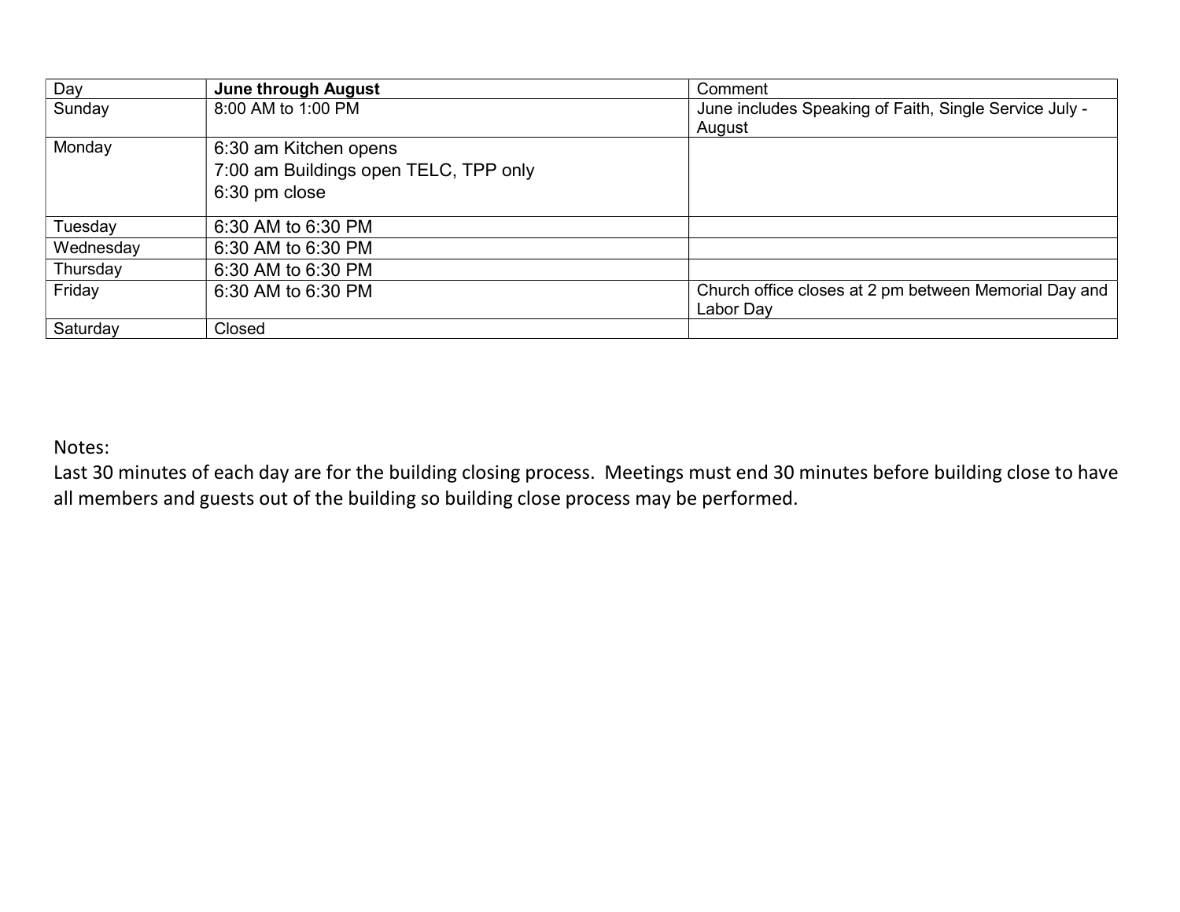| Day | **June through August** | Comment |
|---|---|---|
| Sunday | 8:00 AM to 1:00 PM | June includes Speaking of Faith, Single Service July - August |
| Monday | 6:30 am Kitchen opens<br>7:00 am Buildings open TELC, TPP only<br>6:30 pm close | |
| Tuesday | 6:30 AM to 6:30 PM | |
| Wednesday | 6:30 AM to 6:30 PM | |
| Thursday | 6:30 AM to 6:30 PM | |
| Friday | 6:30 AM to 6:30 PM | Church office closes at 2 pm between Memorial Day and Labor Day |
| Saturday | Closed | |

Notes:

Last 30 minutes of each day are for the building closing process. Meetings must end 30 minutes before building close to have all members and guests out of the building so building close process may be performed.